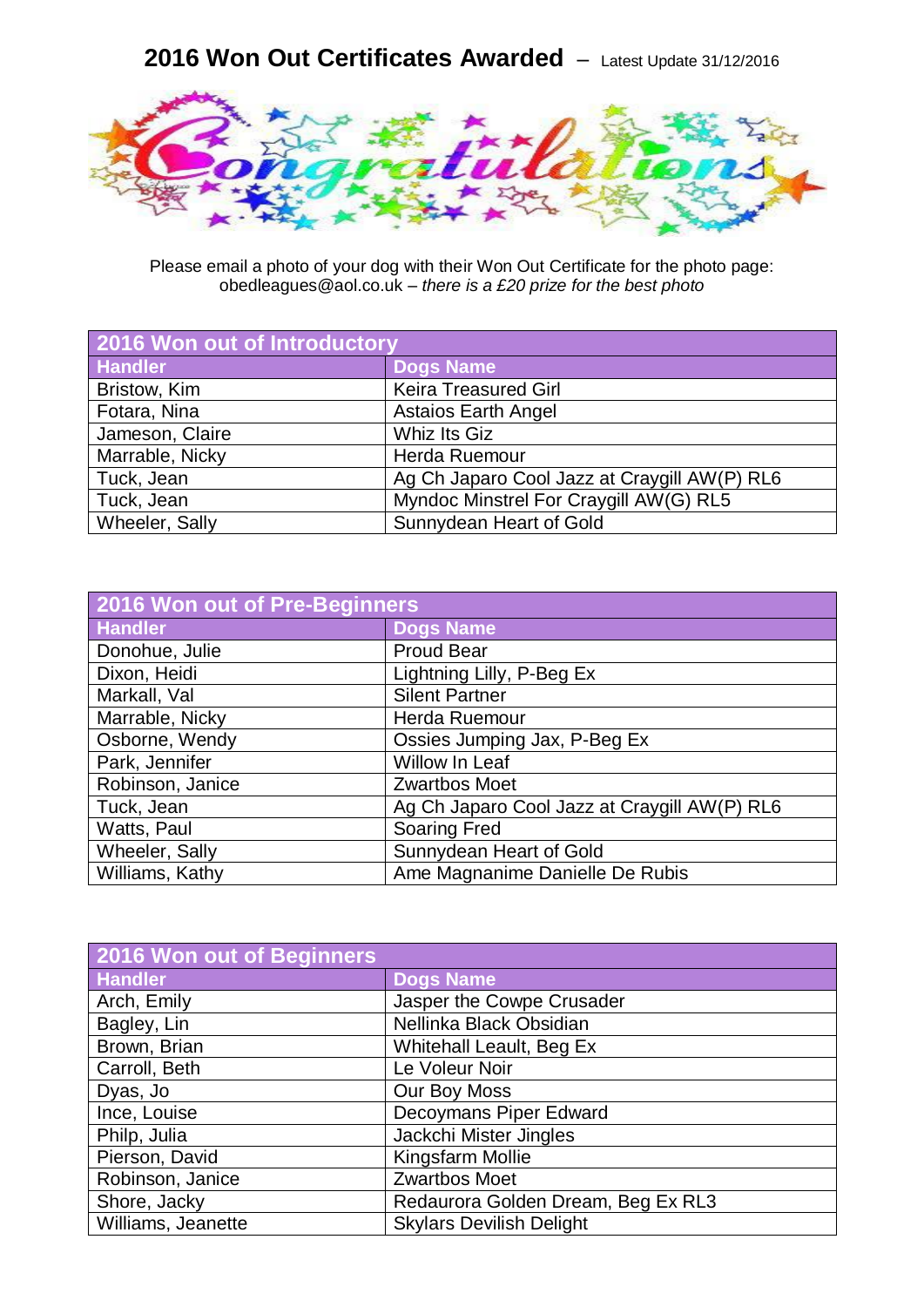# 2016 Won Out Certificates Awarded – Latest Update 31/12/2016

Please email a photo of your dog with their Won Out Certificate for the photo page: obedleagues@aol.co.uk – *there is a £20 prize for the best photo*

| 2016 Won out of Introductory | |
|---|---|
| **Handler** | **Dogs Name** |
| Bristow, Kim | Keira Treasured Girl |
| Fotara, Nina | Astaios Earth Angel |
| Jameson, Claire | Whiz Its Giz |
| Marrable, Nicky | Herda Ruemour |
| Tuck, Jean | Ag Ch Japaro Cool Jazz at Craygill AW(P) RL6 |
| Tuck, Jean | Myndoc Minstrel For Craygill AW(G) RL5 |
| Wheeler, Sally | Sunnydean Heart of Gold |

| 2016 Won out of Pre-Beginners | |
|---|---|
| **Handler** | **Dogs Name** |
| Donohue, Julie | Proud Bear |
| Dixon, Heidi | Lightning Lilly, P-Beg Ex |
| Markall, Val | Silent Partner |
| Marrable, Nicky | Herda Ruemour |
| Osborne, Wendy | Ossies Jumping Jax, P-Beg Ex |
| Park, Jennifer | Willow In Leaf |
| Robinson, Janice | Zwartbos Moet |
| Tuck, Jean | Ag Ch Japaro Cool Jazz at Craygill AW(P) RL6 |
| Watts, Paul | Soaring Fred |
| Wheeler, Sally | Sunnydean Heart of Gold |
| Williams, Kathy | Ame Magnanime Danielle De Rubis |

| 2016 Won out of Beginners | |
|---|---|
| **Handler** | **Dogs Name** |
| Arch, Emily | Jasper the Cowpe Crusader |
| Bagley, Lin | Nellinka Black Obsidian |
| Brown, Brian | Whitehall Leault, Beg Ex |
| Carroll, Beth | Le Voleur Noir |
| Dyas, Jo | Our Boy Moss |
| Ince, Louise | Decoymans Piper Edward |
| Philp, Julia | Jackchi Mister Jingles |
| Pierson, David | Kingsfarm Mollie |
| Robinson, Janice | Zwartbos Moet |
| Shore, Jacky | Redaurora Golden Dream, Beg Ex RL3 |
| Williams, Jeanette | Skylars Devilish Delight |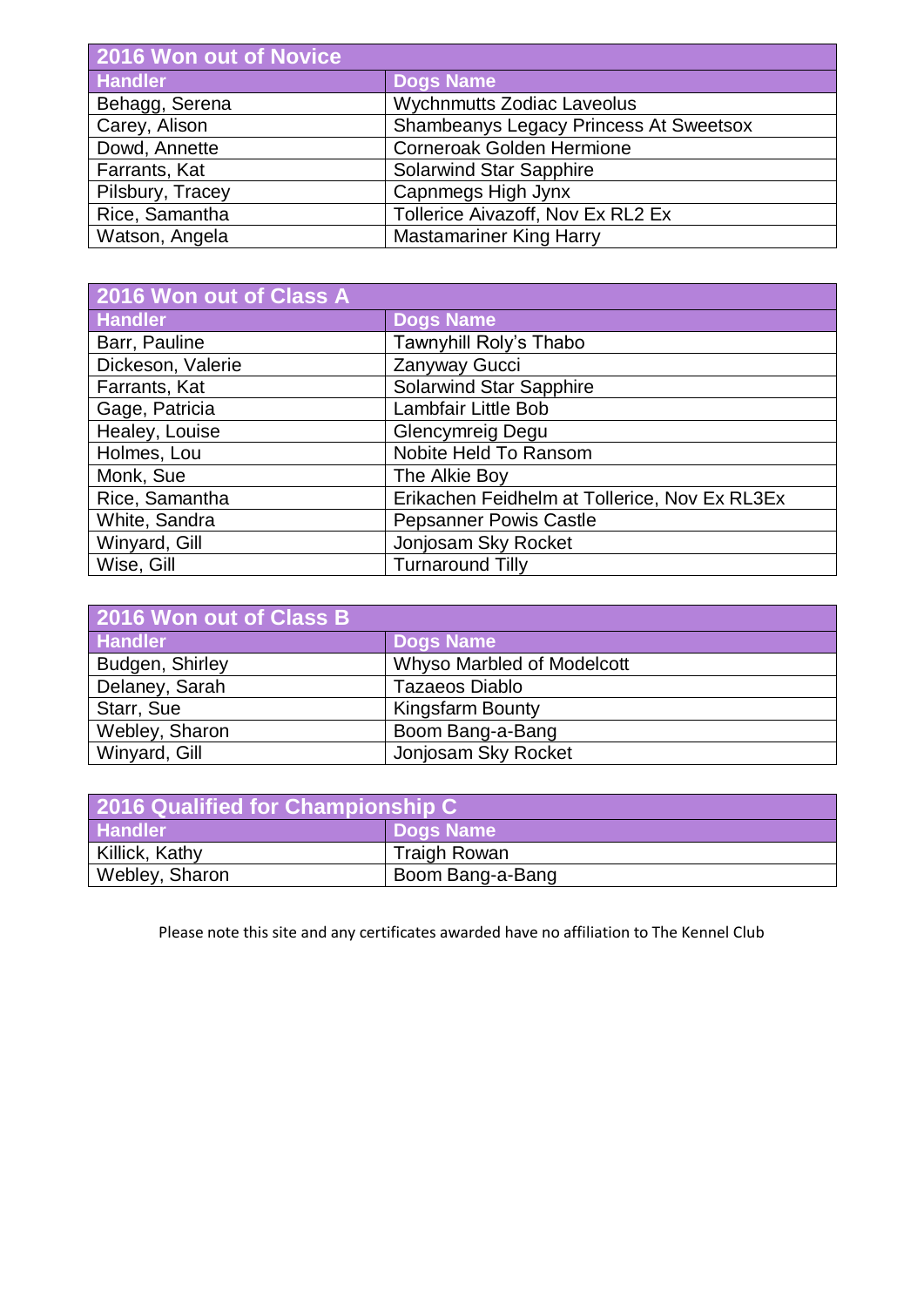| 2016 Won out of Novice | |
|---|---|
| **Handler** | **Dogs Name** |
| Behagg, Serena | Wychnmutts Zodiac Laveolus |
| Carey, Alison | Shambeanys Legacy Princess At Sweetsox |
| Dowd, Annette | Corneroak Golden Hermione |
| Farrants, Kat | Solarwind Star Sapphire |
| Pilsbury, Tracey | Capnmegs High Jynx |
| Rice, Samantha | Tollerice Aivazoff, Nov Ex RL2 Ex |
| Watson, Angela | Mastamariner King Harry |

| 2016 Won out of Class A | |
|---|---|
| **Handler** | **Dogs Name** |
| Barr, Pauline | Tawnyhill Roly's Thabo |
| Dickeson, Valerie | Zanyway Gucci |
| Farrants, Kat | Solarwind Star Sapphire |
| Gage, Patricia | Lambfair Little Bob |
| Healey, Louise | Glencymreig Degu |
| Holmes, Lou | Nobite Held To Ransom |
| Monk, Sue | The Alkie Boy |
| Rice, Samantha | Erikachen Feidhelm at Tollerice, Nov Ex RL3Ex |
| White, Sandra | Pepsanner Powis Castle |
| Winyard, Gill | Jonjosam Sky Rocket |
| Wise, Gill | Turnaround Tilly |

| 2016 Won out of Class B | |
|---|---|
| **Handler** | **Dogs Name** |
| Budgen, Shirley | Whyso Marbled of Modelcott |
| Delaney, Sarah | Tazaeos Diablo |
| Starr, Sue | Kingsfarm Bounty |
| Webley, Sharon | Boom Bang-a-Bang |
| Winyard, Gill | Jonjosam Sky Rocket |

| 2016 Qualified for Championship C | |
|---|---|
| **Handler** | **Dogs Name** |
| Killick, Kathy | Traigh Rowan |
| Webley, Sharon | Boom Bang-a-Bang |

Please note this site and any certificates awarded have no affiliation to The Kennel Club